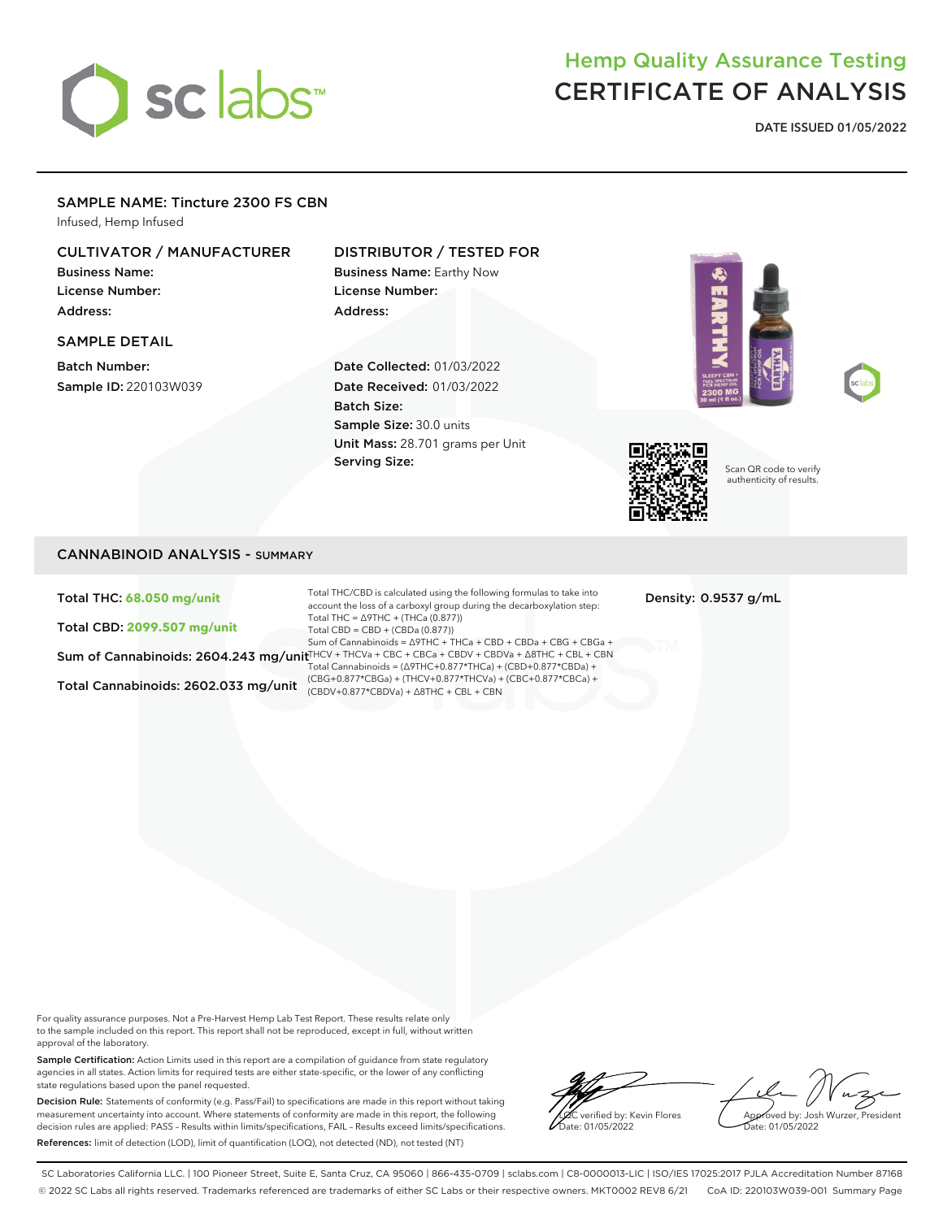# Hemp Quality Assurance Testing
# CERTIFICATE OF ANALYSIS

**DATE ISSUED 01/05/2022**

## SAMPLE NAME: Tincture 2300 FS CBN

Infused, Hemp Infused

### CULTIVATOR / MANUFACTURER

**Business Name:**
**License Number:**
**Address:**

### SAMPLE DETAIL

**Batch Number:**
**Sample ID:** 220103W039

### DISTRIBUTOR / TESTED FOR

**Business Name:** Earthy Now
**License Number:**
**Address:**

**Date Collected:** 01/03/2022
**Date Received:** 01/03/2022
**Batch Size:**
**Sample Size:** 30.0 units
**Unit Mass:** 28.701 grams per Unit
**Serving Size:**

Scan QR code to verify authenticity of results.

## CANNABINOID ANALYSIS - SUMMARY

**Total THC: 68.050 mg/unit**

**Total CBD: 2099.507 mg/unit**

**Sum of Cannabinoids: 2604.243 mg/unit**

**Total Cannabinoids: 2602.033 mg/unit**

Total THC/CBD is calculated using the following formulas to take into account the loss of a carboxyl group during the decarboxylation step:
Total THC = Δ9THC + (THCa (0.877))
Total CBD = CBD + (CBDa (0.877))
Sum of Cannabinoids = Δ9THC + THCa + CBD + CBDa + CBG + CBGa + THCV + THCVa + CBC + CBCa + CBDV + CBDVa + Δ8THC + CBL + CBN
Total Cannabinoids = (Δ9THC+0.877*THCa) + (CBD+0.877*CBDa) + (CBG+0.877*CBGa) + (THCV+0.877*THCVa) + (CBC+0.877*CBCa) + (CBDV+0.877*CBDVa) + Δ8THC + CBL + CBN

**Density: 0.9537 g/mL**

For quality assurance purposes. Not a Pre-Harvest Hemp Lab Test Report. These results relate only to the sample included on this report. This report shall not be reproduced, except in full, without written approval of the laboratory.

**Sample Certification:** Action Limits used in this report are a compilation of guidance from state regulatory agencies in all states. Action limits for required tests are either state-specific, or the lower of any conflicting state regulations based upon the panel requested.

**Decision Rule:** Statements of conformity (e.g. Pass/Fail) to specifications are made in this report without taking measurement uncertainty into account. Where statements of conformity are made in this report, the following decision rules are applied: PASS – Results within limits/specifications, FAIL – Results exceed limits/specifications.

**References:** limit of detection (LOD), limit of quantification (LOQ), not detected (ND), not tested (NT)

LQC verified by: Kevin Flores
Date: 01/05/2022

Approved by: Josh Wurzer, President
Date: 01/05/2022

SC Laboratories California LLC. | 100 Pioneer Street, Suite E, Santa Cruz, CA 95060 | 866-435-0709 | sclabs.com | C8-0000013-LIC | ISO/IES 17025:2017 PJLA Accreditation Number 87168
© 2022 SC Labs all rights reserved. Trademarks referenced are trademarks of either SC Labs or their respective owners. MKT0002 REV8 6/21 CoA ID: 220103W039-001 Summary Page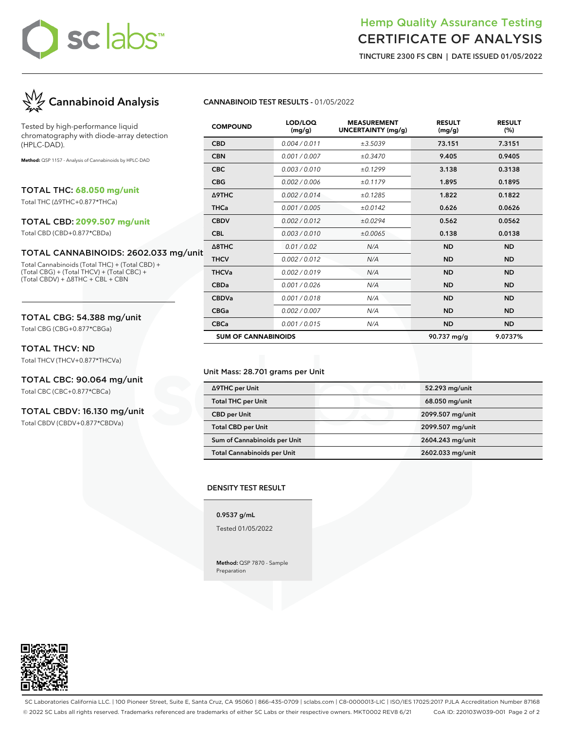# Hemp Quality Assurance Testing
# CERTIFICATE OF ANALYSIS

**TINCTURE 2300 FS CBN | DATE ISSUED 01/05/2022**

## Cannabinoid Analysis

Tested by high-performance liquid chromatography with diode-array detection (HPLC-DAD).

**Method:** QSP 1157 - Analysis of Cannabinoids by HPLC-DAD

### TOTAL THC: 68.050 mg/unit

Total THC (Δ9THC+0.877*THCa)

### TOTAL CBD: 2099.507 mg/unit

Total CBD (CBD+0.877*CBDa)

### TOTAL CANNABINOIDS: 2602.033 mg/unit

Total Cannabinoids (Total THC) + (Total CBD) + (Total CBG) + (Total THCV) + (Total CBC) + (Total CBDV) + Δ8THC + CBL + CBN

### TOTAL CBG: 54.388 mg/unit

Total CBG (CBG+0.877*CBGa)

### TOTAL THCV: ND

Total THCV (THCV+0.877*THCVa)

### TOTAL CBC: 90.064 mg/unit

Total CBC (CBC+0.877*CBCa)

### TOTAL CBDV: 16.130 mg/unit

Total CBDV (CBDV+0.877*CBDVa)

**CANNABINOID TEST RESULTS** - 01/05/2022

| COMPOUND | LOD/LOQ (mg/g) | MEASUREMENT UNCERTAINTY (mg/g) | RESULT (mg/g) | RESULT (%) |
|---|---|---|---|---|
| CBD | 0.004 / 0.011 | ±3.5039 | 73.151 | 7.3151 |
| CBN | 0.001 / 0.007 | ±0.3470 | 9.405 | 0.9405 |
| CBC | 0.003 / 0.010 | ±0.1299 | 3.138 | 0.3138 |
| CBG | 0.002 / 0.006 | ±0.1179 | 1.895 | 0.1895 |
| Δ9THC | 0.002 / 0.014 | ±0.1285 | 1.822 | 0.1822 |
| THCa | 0.001 / 0.005 | ±0.0142 | 0.626 | 0.0626 |
| CBDV | 0.002 / 0.012 | ±0.0294 | 0.562 | 0.0562 |
| CBL | 0.003 / 0.010 | ±0.0065 | 0.138 | 0.0138 |
| Δ8THC | 0.01 / 0.02 | N/A | ND | ND |
| THCV | 0.002 / 0.012 | N/A | ND | ND |
| THCVa | 0.002 / 0.019 | N/A | ND | ND |
| CBDa | 0.001 / 0.026 | N/A | ND | ND |
| CBDVa | 0.001 / 0.018 | N/A | ND | ND |
| CBGa | 0.002 / 0.007 | N/A | ND | ND |
| CBCa | 0.001 / 0.015 | N/A | ND | ND |
| **SUM OF CANNABINOIDS** | | | 90.737 mg/g | 9.0737% |

Unit Mass: 28.701 grams per Unit

| | |
|---|---|
| Δ9THC per Unit | 52.293 mg/unit |
| Total THC per Unit | 68.050 mg/unit |
| CBD per Unit | 2099.507 mg/unit |
| Total CBD per Unit | 2099.507 mg/unit |
| Sum of Cannabinoids per Unit | 2604.243 mg/unit |
| Total Cannabinoids per Unit | 2602.033 mg/unit |

**DENSITY TEST RESULT**

**0.9537 g/mL**

Tested 01/05/2022

**Method:** QSP 7870 - Sample Preparation

SC Laboratories California LLC. | 100 Pioneer Street, Suite E, Santa Cruz, CA 95060 | 866-435-0709 | sclabs.com | C8-0000013-LIC | ISO/IES 17025:2017 PJLA Accreditation Number 87168

© 2022 SC Labs all rights reserved. Trademarks referenced are trademarks of either SC Labs or their respective owners. MKT0002 REV8 6/21 CoA ID: 220103W039-001